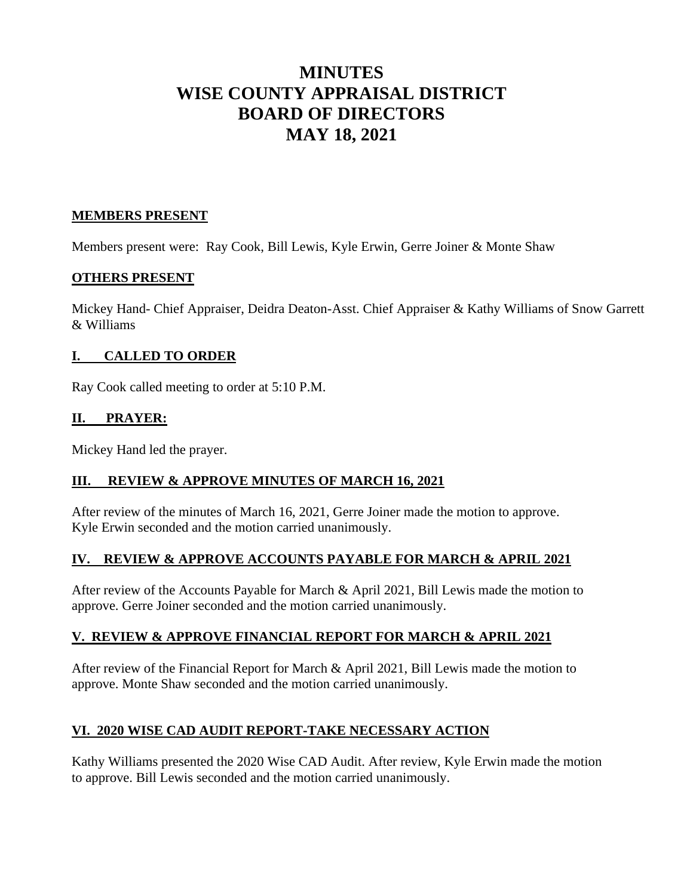# MINUTES
# WISE COUNTY APPRAISAL DISTRICT
# BOARD OF DIRECTORS
# MAY 18, 2021

## MEMBERS PRESENT

Members present were: Ray Cook, Bill Lewis, Kyle Erwin, Gerre Joiner & Monte Shaw

## OTHERS PRESENT

Mickey Hand- Chief Appraiser, Deidra Deaton-Asst. Chief Appraiser & Kathy Williams of Snow Garrett & Williams

## I. CALLED TO ORDER

Ray Cook called meeting to order at 5:10 P.M.

## II. PRAYER:

Mickey Hand led the prayer.

## III. REVIEW & APPROVE MINUTES OF MARCH 16, 2021

After review of the minutes of March 16, 2021, Gerre Joiner made the motion to approve. Kyle Erwin seconded and the motion carried unanimously.

## IV. REVIEW & APPROVE ACCOUNTS PAYABLE FOR MARCH & APRIL 2021

After review of the Accounts Payable for March & April 2021, Bill Lewis made the motion to approve. Gerre Joiner seconded and the motion carried unanimously.

## V. REVIEW & APPROVE FINANCIAL REPORT FOR MARCH & APRIL 2021

After review of the Financial Report for March & April 2021, Bill Lewis made the motion to approve. Monte Shaw seconded and the motion carried unanimously.

## VI. 2020 WISE CAD AUDIT REPORT-TAKE NECESSARY ACTION

Kathy Williams presented the 2020 Wise CAD Audit. After review, Kyle Erwin made the motion to approve. Bill Lewis seconded and the motion carried unanimously.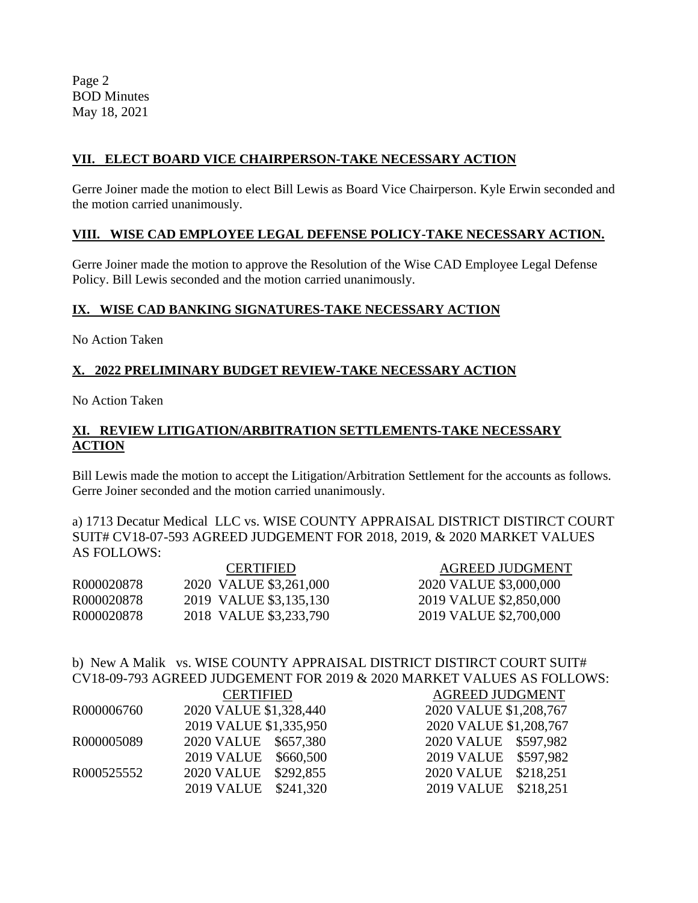### VII. ELECT BOARD VICE CHAIRPERSON-TAKE NECESSARY ACTION

Gerre Joiner made the motion to elect Bill Lewis as Board Vice Chairperson. Kyle Erwin seconded and the motion carried unanimously.

### VIII. WISE CAD EMPLOYEE LEGAL DEFENSE POLICY-TAKE NECESSARY ACTION.

Gerre Joiner made the motion to approve the Resolution of the Wise CAD Employee Legal Defense Policy. Bill Lewis seconded and the motion carried unanimously.

### IX. WISE CAD BANKING SIGNATURES-TAKE NECESSARY ACTION

No Action Taken

### X. 2022 PRELIMINARY BUDGET REVIEW-TAKE NECESSARY ACTION

No Action Taken

### XI. REVIEW LITIGATION/ARBITRATION SETTLEMENTS-TAKE NECESSARY ACTION

Bill Lewis made the motion to accept the Litigation/Arbitration Settlement for the accounts as follows. Gerre Joiner seconded and the motion carried unanimously.

a) 1713 Decatur Medical LLC vs. WISE COUNTY APPRAISAL DISTRICT DISTIRCT COURT SUIT# CV18-07-593 AGREED JUDGEMENT FOR 2018, 2019, & 2020 MARKET VALUES AS FOLLOWS:

| | CERTIFIED | AGREED JUDGMENT |
|---|---|---|
| R000020878 | 2020 VALUE $3,261,000 | 2020 VALUE $3,000,000 |
| R000020878 | 2019 VALUE $3,135,130 | 2019 VALUE $2,850,000 |
| R000020878 | 2018 VALUE $3,233,790 | 2019 VALUE $2,700,000 |

b) New A Malik vs. WISE COUNTY APPRAISAL DISTRICT DISTIRCT COURT SUIT# CV18-09-793 AGREED JUDGEMENT FOR 2019 & 2020 MARKET VALUES AS FOLLOWS:

| | CERTIFIED | AGREED JUDGMENT |
|---|---|---|
| R000006760 | 2020 VALUE $1,328,440 | 2020 VALUE $1,208,767 |
| | 2019 VALUE $1,335,950 | 2020 VALUE $1,208,767 |
| R000005089 | 2020 VALUE $657,380 | 2020 VALUE $597,982 |
| | 2019 VALUE $660,500 | 2019 VALUE $597,982 |
| R000525552 | 2020 VALUE $292,855 | 2020 VALUE $218,251 |
| | 2019 VALUE $241,320 | 2019 VALUE $218,251 |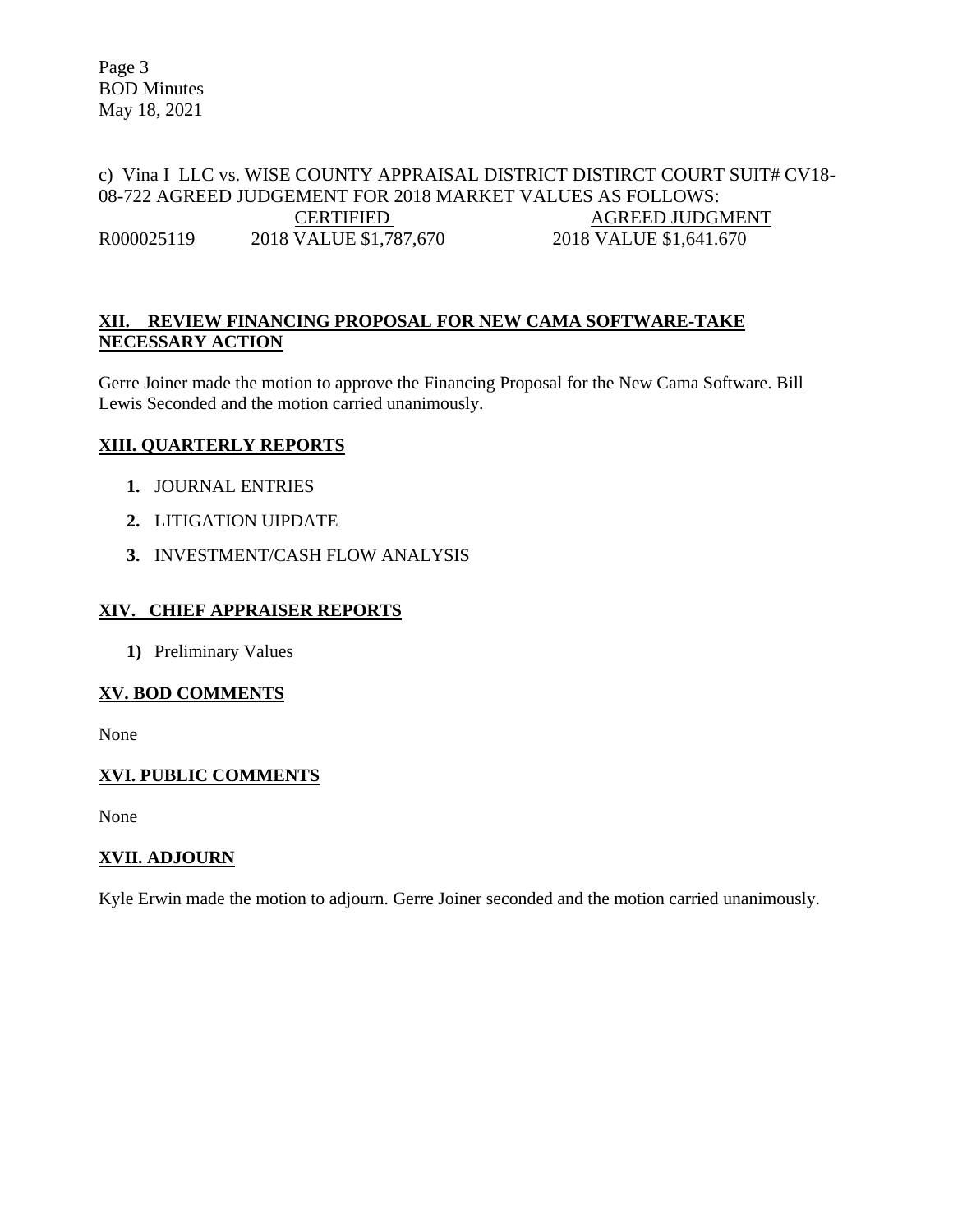c) Vina I LLC vs. WISE COUNTY APPRAISAL DISTRICT DISTIRCT COURT SUIT# CV18-08-722 AGREED JUDGEMENT FOR 2018 MARKET VALUES AS FOLLOWS:

| | CERTIFIED | AGREED JUDGMENT |
|---|---|---|
| R000025119 | 2018 VALUE $1,787,670 | 2018 VALUE $1,641.670 |

## XII. REVIEW FINANCING PROPOSAL FOR NEW CAMA SOFTWARE-TAKE NECESSARY ACTION

Gerre Joiner made the motion to approve the Financing Proposal for the New Cama Software. Bill Lewis Seconded and the motion carried unanimously.

## XIII. QUARTERLY REPORTS

1. JOURNAL ENTRIES
2. LITIGATION UIPDATE
3. INVESTMENT/CASH FLOW ANALYSIS

## XIV. CHIEF APPRAISER REPORTS

1) Preliminary Values

## XV. BOD COMMENTS

None

## XVI. PUBLIC COMMENTS

None

## XVII. ADJOURN

Kyle Erwin made the motion to adjourn. Gerre Joiner seconded and the motion carried unanimously.